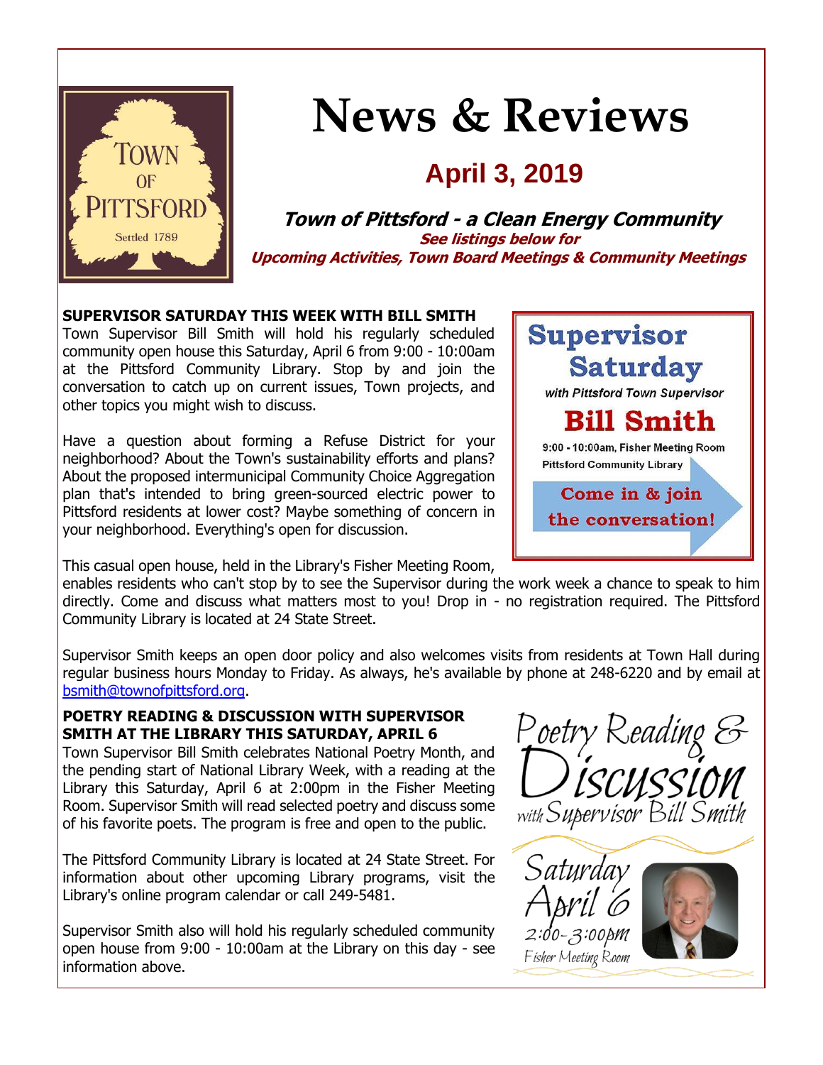# News & Reviews

## April 3, 2019

***Town of Pittsford - a Clean Energy Community***

***See listings below for Upcoming Activities, Town Board Meetings & Community Meetings***

**SUPERVISOR SATURDAY THIS WEEK WITH BILL SMITH**

Town Supervisor Bill Smith will hold his regularly scheduled community open house this Saturday, April 6 from 9:00 - 10:00am at the Pittsford Community Library. Stop by and join the conversation to catch up on current issues, Town projects, and other topics you might wish to discuss.

Have a question about forming a Refuse District for your neighborhood? About the Town's sustainability efforts and plans? About the proposed intermunicipal Community Choice Aggregation plan that's intended to bring green-sourced electric power to Pittsford residents at lower cost? Maybe something of concern in your neighborhood. Everything's open for discussion.

This casual open house, held in the Library's Fisher Meeting Room, enables residents who can't stop by to see the Supervisor during the work week a chance to speak to him directly. Come and discuss what matters most to you! Drop in - no registration required. The Pittsford Community Library is located at 24 State Street.

Supervisor Smith keeps an open door policy and also welcomes visits from residents at Town Hall during regular business hours Monday to Friday. As always, he's available by phone at 248-6220 and by email at bsmith@townofpittsford.org.

**POETRY READING & DISCUSSION WITH SUPERVISOR SMITH AT THE LIBRARY THIS SATURDAY, APRIL 6**

Town Supervisor Bill Smith celebrates National Poetry Month, and the pending start of National Library Week, with a reading at the Library this Saturday, April 6 at 2:00pm in the Fisher Meeting Room. Supervisor Smith will read selected poetry and discuss some of his favorite poets. The program is free and open to the public.

The Pittsford Community Library is located at 24 State Street. For information about other upcoming Library programs, visit the Library's online program calendar or call 249-5481.

Supervisor Smith also will hold his regularly scheduled community open house from 9:00 - 10:00am at the Library on this day - see information above.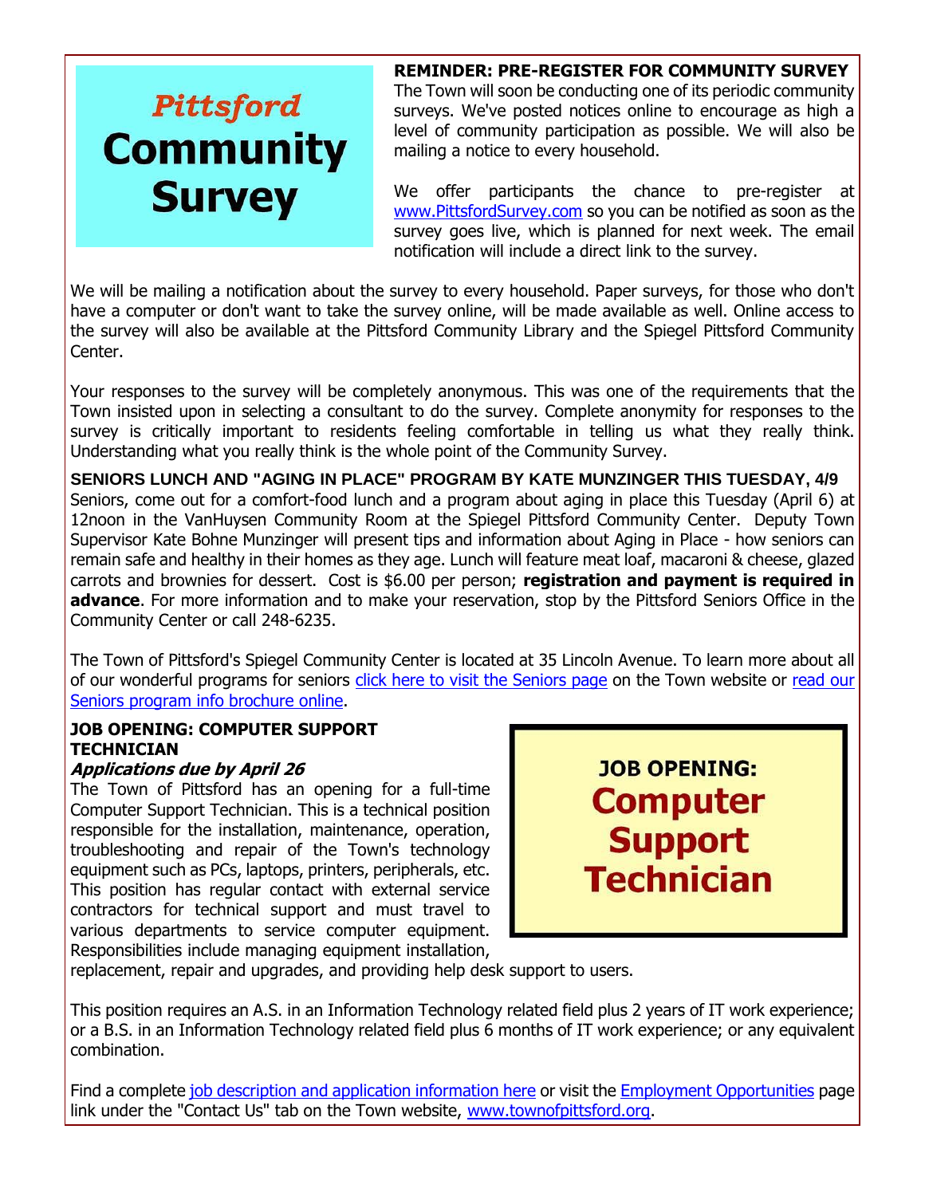Pittsford **Community Survey**

**REMINDER: PRE-REGISTER FOR COMMUNITY SURVEY**

The Town will soon be conducting one of its periodic community surveys. We've posted notices online to encourage as high a level of community participation as possible. We will also be mailing a notice to every household.

We offer participants the chance to pre-register at [www.PittsfordSurvey.com](www.PittsfordSurvey.com) so you can be notified as soon as the survey goes live, which is planned for next week. The email notification will include a direct link to the survey.

We will be mailing a notification about the survey to every household. Paper surveys, for those who don't have a computer or don't want to take the survey online, will be made available as well. Online access to the survey will also be available at the Pittsford Community Library and the Spiegel Pittsford Community Center.

Your responses to the survey will be completely anonymous. This was one of the requirements that the Town insisted upon in selecting a consultant to do the survey. Complete anonymity for responses to the survey is critically important to residents feeling comfortable in telling us what they really think. Understanding what you really think is the whole point of the Community Survey.

**SENIORS LUNCH AND "AGING IN PLACE" PROGRAM BY KATE MUNZINGER THIS TUESDAY, 4/9**

Seniors, come out for a comfort-food lunch and a program about aging in place this Tuesday (April 6) at 12noon in the VanHuysen Community Room at the Spiegel Pittsford Community Center. Deputy Town Supervisor Kate Bohne Munzinger will present tips and information about Aging in Place - how seniors can remain safe and healthy in their homes as they age. Lunch will feature meat loaf, macaroni & cheese, glazed carrots and brownies for dessert. Cost is $6.00 per person; **registration and payment is required in advance**. For more information and to make your reservation, stop by the Pittsford Seniors Office in the Community Center or call 248-6235.

The Town of Pittsford's Spiegel Community Center is located at 35 Lincoln Avenue. To learn more about all of our wonderful programs for seniors click here to visit the Seniors page on the Town website or read our Seniors program info brochure online.

**JOB OPENING: COMPUTER SUPPORT TECHNICIAN**

***Applications due by April 26***

JOB OPENING: **Computer Support Technician**

The Town of Pittsford has an opening for a full-time Computer Support Technician. This is a technical position responsible for the installation, maintenance, operation, troubleshooting and repair of the Town's technology equipment such as PCs, laptops, printers, peripherals, etc. This position has regular contact with external service contractors for technical support and must travel to various departments to service computer equipment. Responsibilities include managing equipment installation, replacement, repair and upgrades, and providing help desk support to users.

This position requires an A.S. in an Information Technology related field plus 2 years of IT work experience; or a B.S. in an Information Technology related field plus 6 months of IT work experience; or any equivalent combination.

Find a complete job description and application information here or visit the Employment Opportunities page link under the "Contact Us" tab on the Town website, [www.townofpittsford.org](www.townofpittsford.org).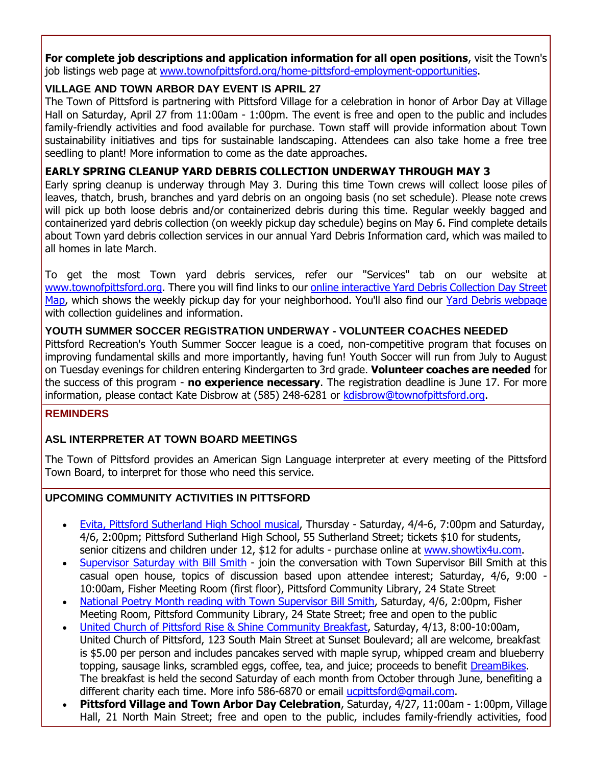**For complete job descriptions and application information for all open positions**, visit the Town's job listings web page at www.townofpittsford.org/home-pittsford-employment-opportunities.

### VILLAGE AND TOWN ARBOR DAY EVENT IS APRIL 27

The Town of Pittsford is partnering with Pittsford Village for a celebration in honor of Arbor Day at Village Hall on Saturday, April 27 from 11:00am - 1:00pm. The event is free and open to the public and includes family-friendly activities and food available for purchase. Town staff will provide information about Town sustainability initiatives and tips for sustainable landscaping. Attendees can also take home a free tree seedling to plant! More information to come as the date approaches.

### EARLY SPRING CLEANUP YARD DEBRIS COLLECTION UNDERWAY THROUGH MAY 3

Early spring cleanup is underway through May 3. During this time Town crews will collect loose piles of leaves, thatch, brush, branches and yard debris on an ongoing basis (no set schedule). Please note crews will pick up both loose debris and/or containerized debris during this time. Regular weekly bagged and containerized yard debris collection (on weekly pickup day schedule) begins on May 6. Find complete details about Town yard debris collection services in our annual Yard Debris Information card, which was mailed to all homes in late March.

To get the most Town yard debris services, refer our "Services" tab on our website at www.townofpittsford.org. There you will find links to our online interactive Yard Debris Collection Day Street Map, which shows the weekly pickup day for your neighborhood. You'll also find our Yard Debris webpage with collection guidelines and information.

### YOUTH SUMMER SOCCER REGISTRATION UNDERWAY - VOLUNTEER COACHES NEEDED

Pittsford Recreation's Youth Summer Soccer league is a coed, non-competitive program that focuses on improving fundamental skills and more importantly, having fun! Youth Soccer will run from July to August on Tuesday evenings for children entering Kindergarten to 3rd grade. **Volunteer coaches are needed** for the success of this program - **no experience necessary**. The registration deadline is June 17. For more information, please contact Kate Disbrow at (585) 248-6281 or kdisbrow@townofpittsford.org.

## REMINDERS

### ASL INTERPRETER AT TOWN BOARD MEETINGS

The Town of Pittsford provides an American Sign Language interpreter at every meeting of the Pittsford Town Board, to interpret for those who need this service.

## UPCOMING COMMUNITY ACTIVITIES IN PITTSFORD

- Evita, Pittsford Sutherland High School musical, Thursday - Saturday, 4/4-6, 7:00pm and Saturday, 4/6, 2:00pm; Pittsford Sutherland High School, 55 Sutherland Street; tickets $10 for students, senior citizens and children under 12, $12 for adults - purchase online at www.showtix4u.com.
- Supervisor Saturday with Bill Smith - join the conversation with Town Supervisor Bill Smith at this casual open house, topics of discussion based upon attendee interest; Saturday, 4/6, 9:00 - 10:00am, Fisher Meeting Room (first floor), Pittsford Community Library, 24 State Street
- National Poetry Month reading with Town Supervisor Bill Smith, Saturday, 4/6, 2:00pm, Fisher Meeting Room, Pittsford Community Library, 24 State Street; free and open to the public
- United Church of Pittsford Rise & Shine Community Breakfast, Saturday, 4/13, 8:00-10:00am, United Church of Pittsford, 123 South Main Street at Sunset Boulevard; all are welcome, breakfast is $5.00 per person and includes pancakes served with maple syrup, whipped cream and blueberry topping, sausage links, scrambled eggs, coffee, tea, and juice; proceeds to benefit DreamBikes. The breakfast is held the second Saturday of each month from October through June, benefiting a different charity each time. More info 586-6870 or email ucpittsford@gmail.com.
- **Pittsford Village and Town Arbor Day Celebration**, Saturday, 4/27, 11:00am - 1:00pm, Village Hall, 21 North Main Street; free and open to the public, includes family-friendly activities, food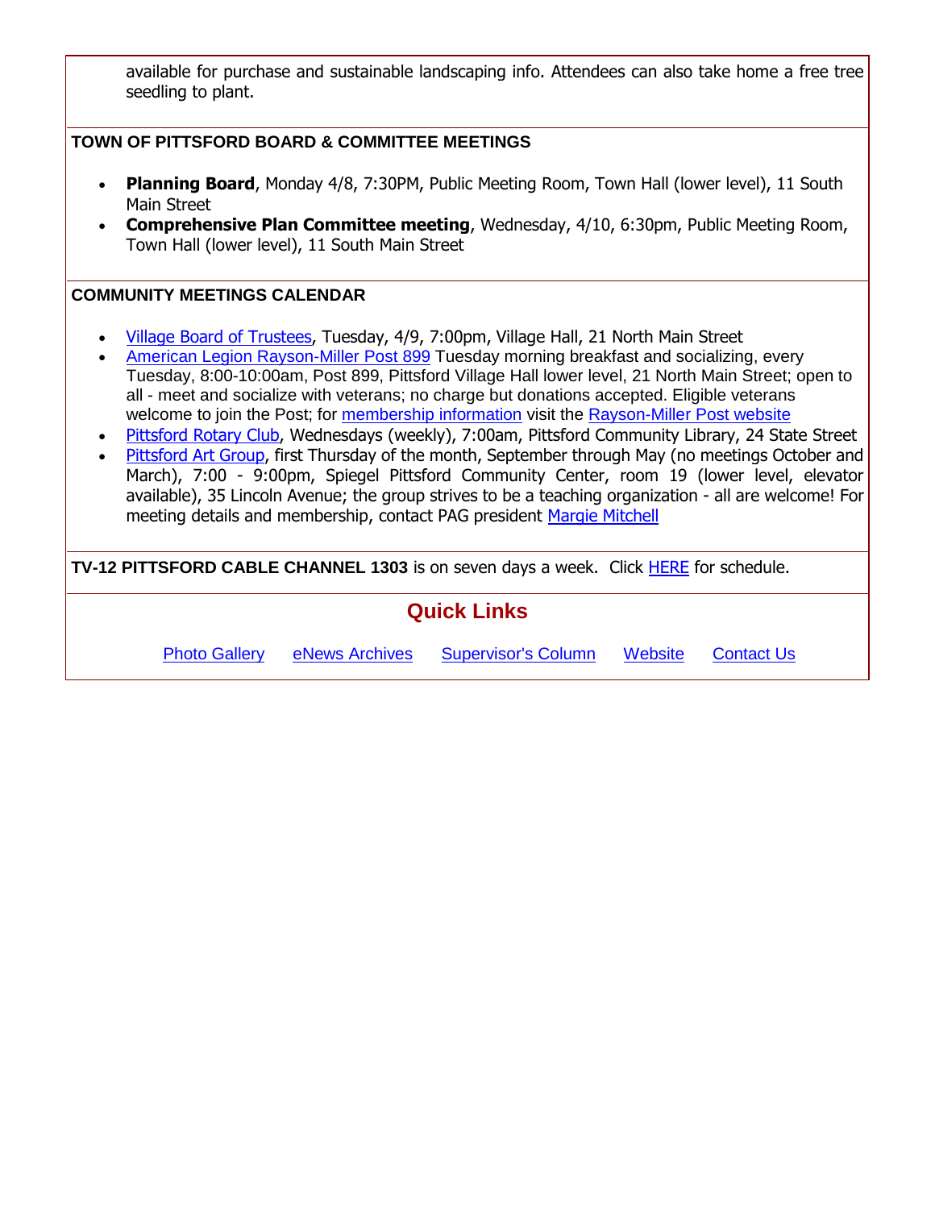available for purchase and sustainable landscaping info. Attendees can also take home a free tree seedling to plant.

**TOWN OF PITTSFORD BOARD & COMMITTEE MEETINGS**

- **Planning Board**, Monday 4/8, 7:30PM, Public Meeting Room, Town Hall (lower level), 11 South Main Street
- **Comprehensive Plan Committee meeting**, Wednesday, 4/10, 6:30pm, Public Meeting Room, Town Hall (lower level), 11 South Main Street

**COMMUNITY MEETINGS CALENDAR**

- Village Board of Trustees, Tuesday, 4/9, 7:00pm, Village Hall, 21 North Main Street
- American Legion Rayson-Miller Post 899 Tuesday morning breakfast and socializing, every Tuesday, 8:00-10:00am, Post 899, Pittsford Village Hall lower level, 21 North Main Street; open to all - meet and socialize with veterans; no charge but donations accepted. Eligible veterans welcome to join the Post; for membership information visit the Rayson-Miller Post website
- Pittsford Rotary Club, Wednesdays (weekly), 7:00am, Pittsford Community Library, 24 State Street
- Pittsford Art Group, first Thursday of the month, September through May (no meetings October and March), 7:00 - 9:00pm, Spiegel Pittsford Community Center, room 19 (lower level, elevator available), 35 Lincoln Avenue; the group strives to be a teaching organization - all are welcome! For meeting details and membership, contact PAG president Margie Mitchell

**TV-12 PITTSFORD CABLE CHANNEL 1303** is on seven days a week. Click HERE for schedule.

## Quick Links

Photo Gallery | eNews Archives | Supervisor's Column | Website | Contact Us